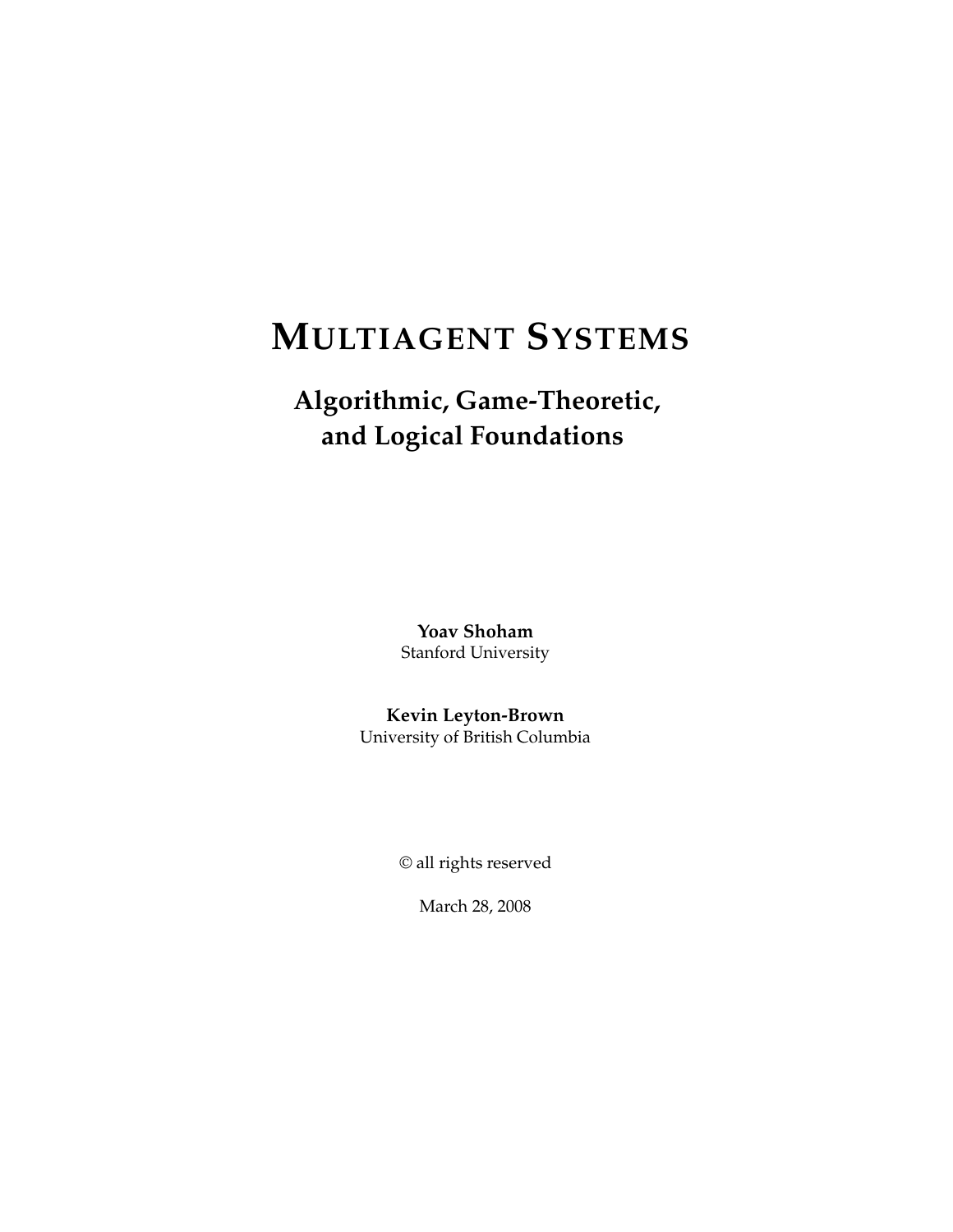# Multiagent Systems

## Algorithmic, Game-Theoretic, and Logical Foundations

**Yoav Shoham**
Stanford University

**Kevin Leyton-Brown**
University of British Columbia

© all rights reserved

March 28, 2008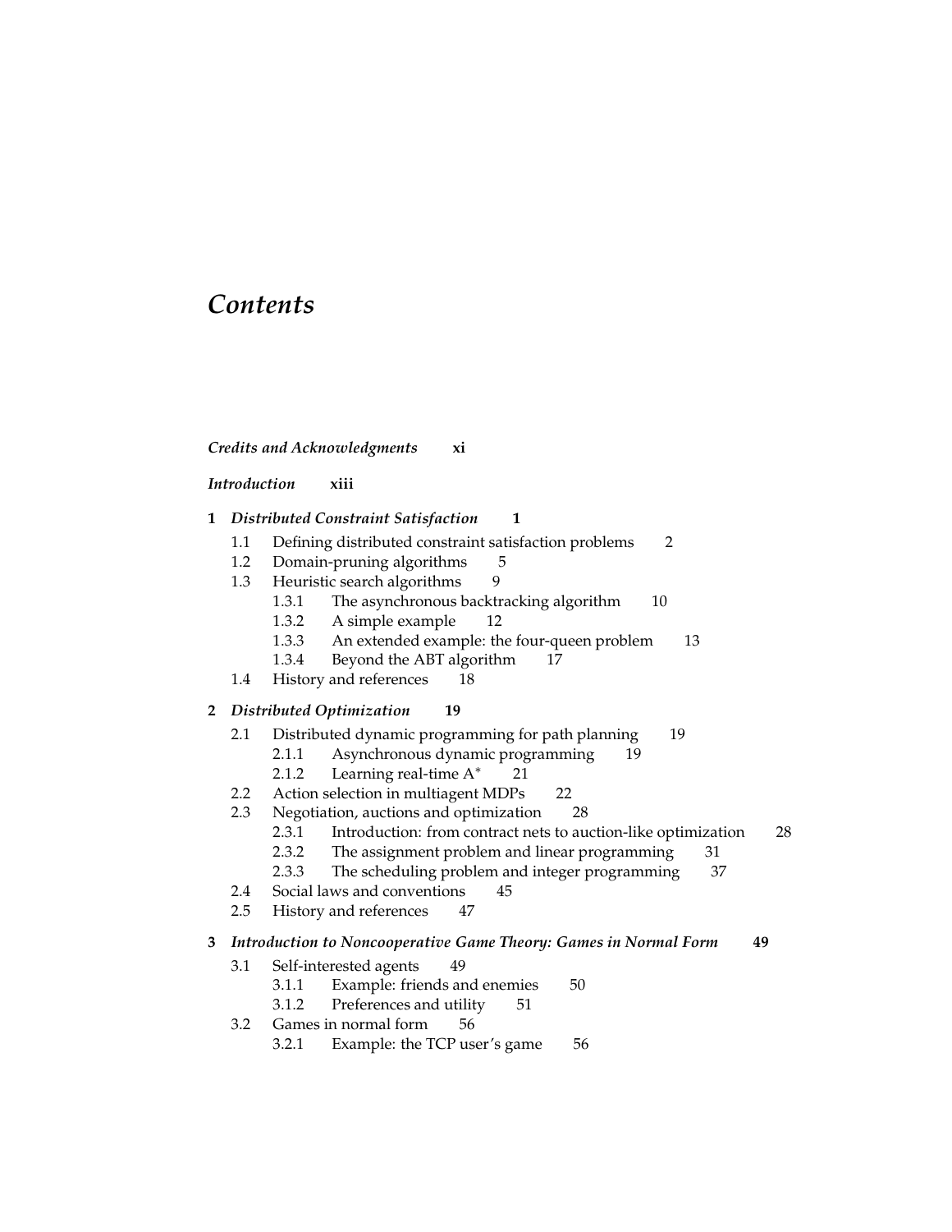# *Contents*

***Credits and Acknowledgments*** **xi**

***Introduction*** **xiii**

**1** ***Distributed Constraint Satisfaction*** **1**

- 1.1 Defining distributed constraint satisfaction problems 2
- 1.2 Domain-pruning algorithms 5
- 1.3 Heuristic search algorithms 9
  - 1.3.1 The asynchronous backtracking algorithm 10
  - 1.3.2 A simple example 12
  - 1.3.3 An extended example: the four-queen problem 13
  - 1.3.4 Beyond the ABT algorithm 17
- 1.4 History and references 18

**2** ***Distributed Optimization*** **19**

- 2.1 Distributed dynamic programming for path planning 19
  - 2.1.1 Asynchronous dynamic programming 19
  - 2.1.2 Learning real-time $A^*$ 21
- 2.2 Action selection in multiagent MDPs 22
- 2.3 Negotiation, auctions and optimization 28
  - 2.3.1 Introduction: from contract nets to auction-like optimization 28
  - 2.3.2 The assignment problem and linear programming 31
  - 2.3.3 The scheduling problem and integer programming 37
- 2.4 Social laws and conventions 45
- 2.5 History and references 47

**3** ***Introduction to Noncooperative Game Theory: Games in Normal Form*** **49**

- 3.1 Self-interested agents 49
  - 3.1.1 Example: friends and enemies 50
  - 3.1.2 Preferences and utility 51
- 3.2 Games in normal form 56
  - 3.2.1 Example: the TCP user's game 56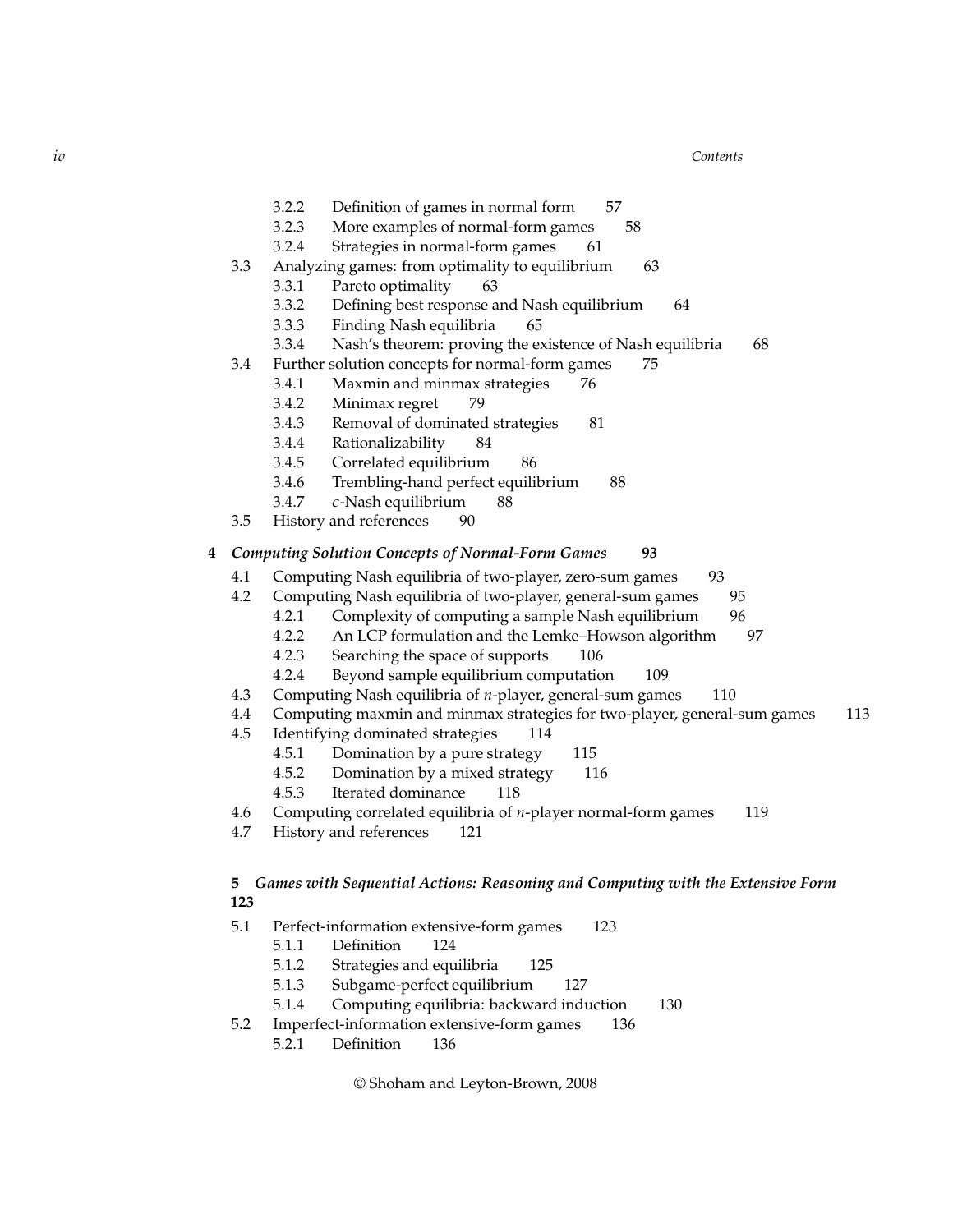- 3.2.2 Definition of games in normal form 57
- 3.2.3 More examples of normal-form games 58
- 3.2.4 Strategies in normal-form games 61
- 3.3 Analyzing games: from optimality to equilibrium 63
  - 3.3.1 Pareto optimality 63
  - 3.3.2 Defining best response and Nash equilibrium 64
  - 3.3.3 Finding Nash equilibria 65
  - 3.3.4 Nash's theorem: proving the existence of Nash equilibria 68
- 3.4 Further solution concepts for normal-form games 75
  - 3.4.1 Maxmin and minmax strategies 76
  - 3.4.2 Minimax regret 79
  - 3.4.3 Removal of dominated strategies 81
  - 3.4.4 Rationalizability 84
  - 3.4.5 Correlated equilibrium 86
  - 3.4.6 Trembling-hand perfect equilibrium 88
  - 3.4.7 $\epsilon$-Nash equilibrium 88
- 3.5 History and references 90

**4** ***Computing Solution Concepts of Normal-Form Games*** **93**

- 4.1 Computing Nash equilibria of two-player, zero-sum games 93
- 4.2 Computing Nash equilibria of two-player, general-sum games 95
  - 4.2.1 Complexity of computing a sample Nash equilibrium 96
  - 4.2.2 An LCP formulation and the Lemke–Howson algorithm 97
  - 4.2.3 Searching the space of supports 106
  - 4.2.4 Beyond sample equilibrium computation 109
- 4.3 Computing Nash equilibria of $n$-player, general-sum games 110
- 4.4 Computing maxmin and minmax strategies for two-player, general-sum games 113
- 4.5 Identifying dominated strategies 114
  - 4.5.1 Domination by a pure strategy 115
  - 4.5.2 Domination by a mixed strategy 116
  - 4.5.3 Iterated dominance 118
- 4.6 Computing correlated equilibria of $n$-player normal-form games 119
- 4.7 History and references 121

**5** ***Games with Sequential Actions: Reasoning and Computing with the Extensive Form*** **123**

- 5.1 Perfect-information extensive-form games 123
  - 5.1.1 Definition 124
  - 5.1.2 Strategies and equilibria 125
  - 5.1.3 Subgame-perfect equilibrium 127
  - 5.1.4 Computing equilibria: backward induction 130
- 5.2 Imperfect-information extensive-form games 136
  - 5.2.1 Definition 136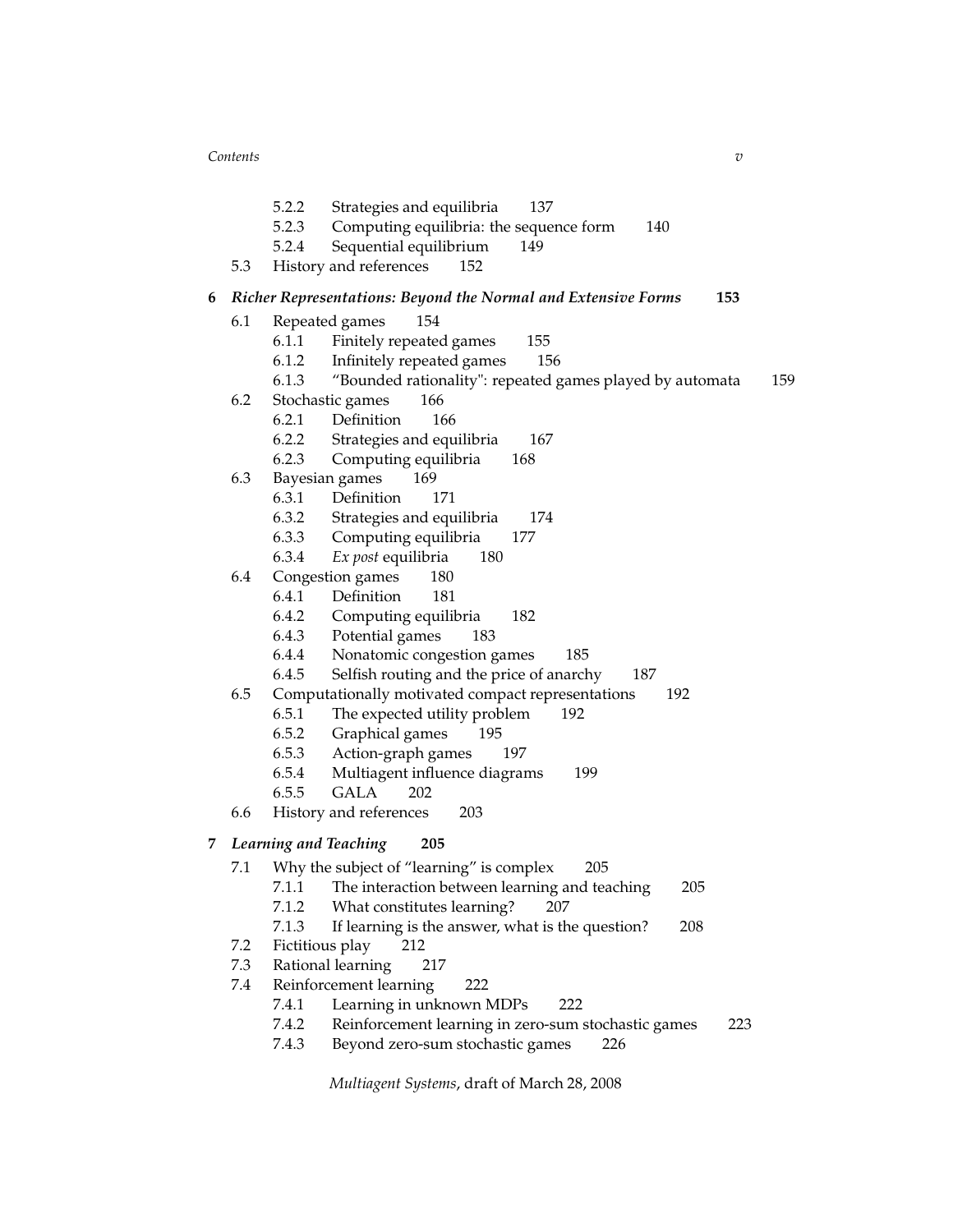- 5.2.2 Strategies and equilibria 137
- 5.2.3 Computing equilibria: the sequence form 140
- 5.2.4 Sequential equilibrium 149
- 5.3 History and references 152

**6 *Richer Representations: Beyond the Normal and Extensive Forms* 153**

- 6.1 Repeated games 154
  - 6.1.1 Finitely repeated games 155
  - 6.1.2 Infinitely repeated games 156
  - 6.1.3 "Bounded rationality": repeated games played by automata 159
- 6.2 Stochastic games 166
  - 6.2.1 Definition 166
  - 6.2.2 Strategies and equilibria 167
  - 6.2.3 Computing equilibria 168
- 6.3 Bayesian games 169
  - 6.3.1 Definition 171
  - 6.3.2 Strategies and equilibria 174
  - 6.3.3 Computing equilibria 177
  - 6.3.4 *Ex post* equilibria 180
- 6.4 Congestion games 180
  - 6.4.1 Definition 181
  - 6.4.2 Computing equilibria 182
  - 6.4.3 Potential games 183
  - 6.4.4 Nonatomic congestion games 185
  - 6.4.5 Selfish routing and the price of anarchy 187
- 6.5 Computationally motivated compact representations 192
  - 6.5.1 The expected utility problem 192
  - 6.5.2 Graphical games 195
  - 6.5.3 Action-graph games 197
  - 6.5.4 Multiagent influence diagrams 199
  - 6.5.5 GALA 202
- 6.6 History and references 203

**7 *Learning and Teaching* 205**

- 7.1 Why the subject of "learning" is complex 205
  - 7.1.1 The interaction between learning and teaching 205
  - 7.1.2 What constitutes learning? 207
  - 7.1.3 If learning is the answer, what is the question? 208
- 7.2 Fictitious play 212
- 7.3 Rational learning 217
- 7.4 Reinforcement learning 222
  - 7.4.1 Learning in unknown MDPs 222
  - 7.4.2 Reinforcement learning in zero-sum stochastic games 223
  - 7.4.3 Beyond zero-sum stochastic games 226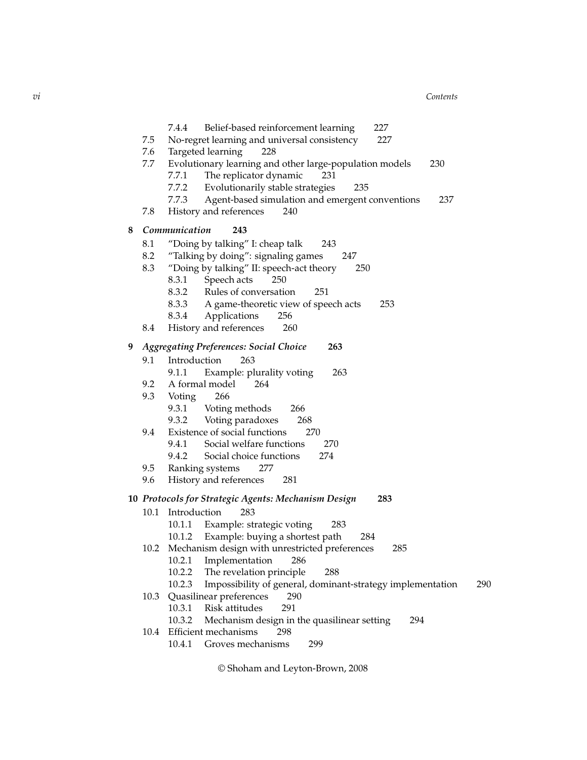- 7.4.4 Belief-based reinforcement learning 227
- 7.5 No-regret learning and universal consistency 227
- 7.6 Targeted learning 228
- 7.7 Evolutionary learning and other large-population models 230
  - 7.7.1 The replicator dynamic 231
  - 7.7.2 Evolutionarily stable strategies 235
  - 7.7.3 Agent-based simulation and emergent conventions 237
- 7.8 History and references 240

**8** ***Communication*** **243**

- 8.1 "Doing by talking" I: cheap talk 243
- 8.2 "Talking by doing": signaling games 247
- 8.3 "Doing by talking" II: speech-act theory 250
  - 8.3.1 Speech acts 250
  - 8.3.2 Rules of conversation 251
  - 8.3.3 A game-theoretic view of speech acts 253
  - 8.3.4 Applications 256
- 8.4 History and references 260

**9** ***Aggregating Preferences: Social Choice*** **263**

- 9.1 Introduction 263
  - 9.1.1 Example: plurality voting 263
- 9.2 A formal model 264
- 9.3 Voting 266
  - 9.3.1 Voting methods 266
  - 9.3.2 Voting paradoxes 268
- 9.4 Existence of social functions 270
  - 9.4.1 Social welfare functions 270
  - 9.4.2 Social choice functions 274
- 9.5 Ranking systems 277
- 9.6 History and references 281

**10** ***Protocols for Strategic Agents: Mechanism Design*** **283**

- 10.1 Introduction 283
  - 10.1.1 Example: strategic voting 283
  - 10.1.2 Example: buying a shortest path 284
- 10.2 Mechanism design with unrestricted preferences 285
  - 10.2.1 Implementation 286
  - 10.2.2 The revelation principle 288
  - 10.2.3 Impossibility of general, dominant-strategy implementation 290
- 10.3 Quasilinear preferences 290
  - 10.3.1 Risk attitudes 291
  - 10.3.2 Mechanism design in the quasilinear setting 294
- 10.4 Efficient mechanisms 298
  - 10.4.1 Groves mechanisms 299

© Shoham and Leyton-Brown, 2008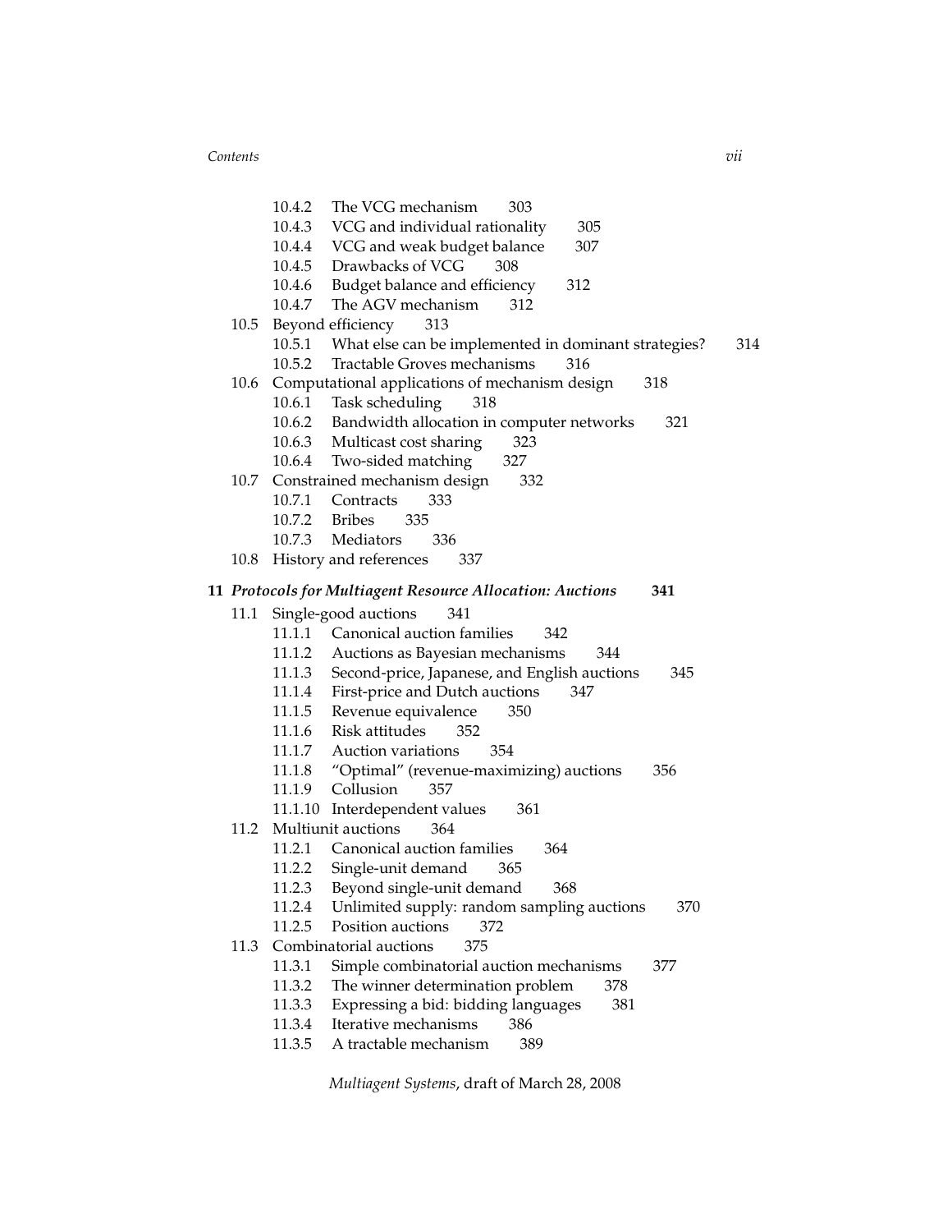- 10.4.2 The VCG mechanism 303
- 10.4.3 VCG and individual rationality 305
- 10.4.4 VCG and weak budget balance 307
- 10.4.5 Drawbacks of VCG 308
- 10.4.6 Budget balance and efficiency 312
- 10.4.7 The AGV mechanism 312

10.5 Beyond efficiency 313
- 10.5.1 What else can be implemented in dominant strategies? 314
- 10.5.2 Tractable Groves mechanisms 316

10.6 Computational applications of mechanism design 318
- 10.6.1 Task scheduling 318
- 10.6.2 Bandwidth allocation in computer networks 321
- 10.6.3 Multicast cost sharing 323
- 10.6.4 Two-sided matching 327

10.7 Constrained mechanism design 332
- 10.7.1 Contracts 333
- 10.7.2 Bribes 335
- 10.7.3 Mediators 336

10.8 History and references 337

**11 *Protocols for Multiagent Resource Allocation: Auctions* 341**

11.1 Single-good auctions 341
- 11.1.1 Canonical auction families 342
- 11.1.2 Auctions as Bayesian mechanisms 344
- 11.1.3 Second-price, Japanese, and English auctions 345
- 11.1.4 First-price and Dutch auctions 347
- 11.1.5 Revenue equivalence 350
- 11.1.6 Risk attitudes 352
- 11.1.7 Auction variations 354
- 11.1.8 "Optimal" (revenue-maximizing) auctions 356
- 11.1.9 Collusion 357
- 11.1.10 Interdependent values 361

11.2 Multiunit auctions 364
- 11.2.1 Canonical auction families 364
- 11.2.2 Single-unit demand 365
- 11.2.3 Beyond single-unit demand 368
- 11.2.4 Unlimited supply: random sampling auctions 370
- 11.2.5 Position auctions 372

11.3 Combinatorial auctions 375
- 11.3.1 Simple combinatorial auction mechanisms 377
- 11.3.2 The winner determination problem 378
- 11.3.3 Expressing a bid: bidding languages 381
- 11.3.4 Iterative mechanisms 386
- 11.3.5 A tractable mechanism 389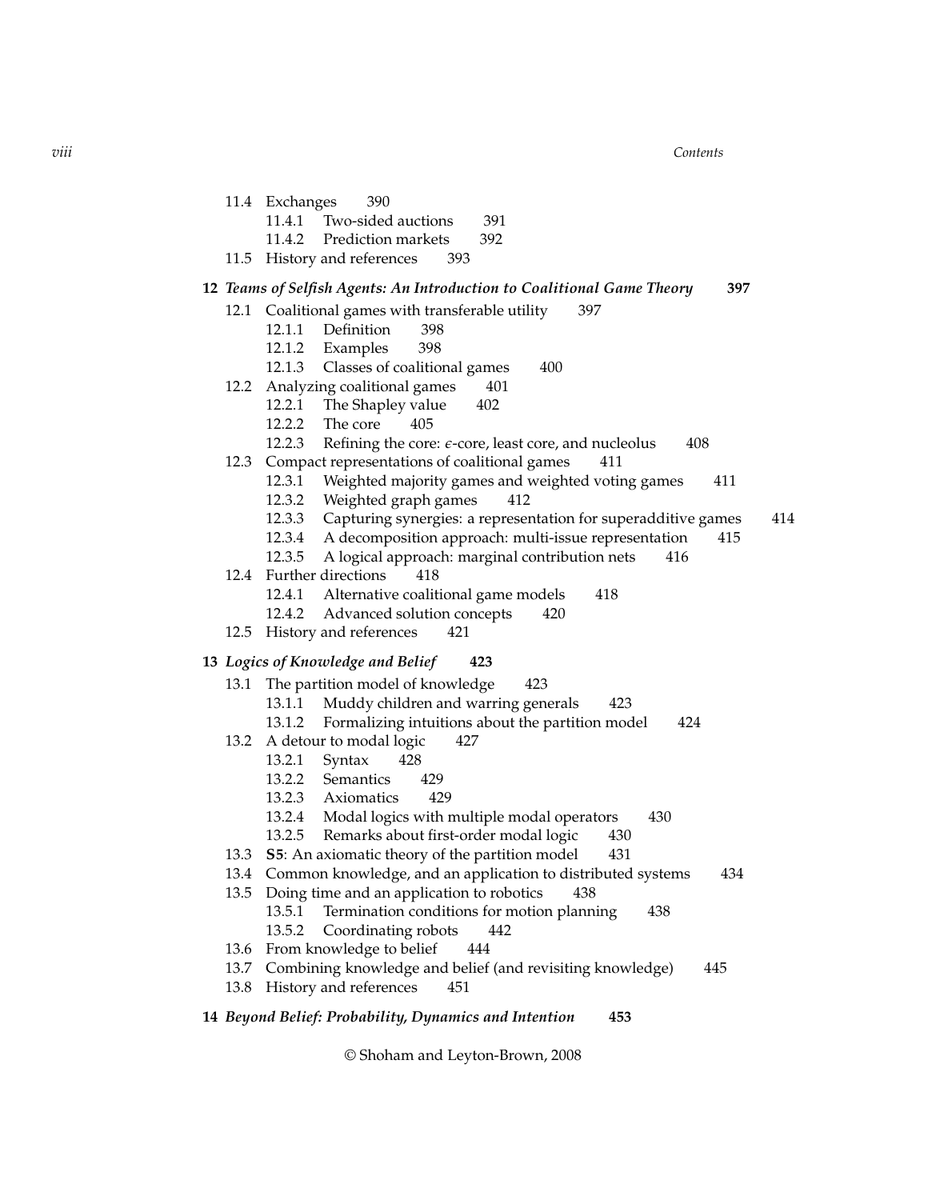11.4 Exchanges 390
  11.4.1 Two-sided auctions 391
  11.4.2 Prediction markets 392
11.5 History and references 393

**12 *Teams of Selfish Agents: An Introduction to Coalitional Game Theory* 397**

12.1 Coalitional games with transferable utility 397
  12.1.1 Definition 398
  12.1.2 Examples 398
  12.1.3 Classes of coalitional games 400
12.2 Analyzing coalitional games 401
  12.2.1 The Shapley value 402
  12.2.2 The core 405
  12.2.3 Refining the core: $\epsilon$-core, least core, and nucleolus 408
12.3 Compact representations of coalitional games 411
  12.3.1 Weighted majority games and weighted voting games 411
  12.3.2 Weighted graph games 412
  12.3.3 Capturing synergies: a representation for superadditive games 414
  12.3.4 A decomposition approach: multi-issue representation 415
  12.3.5 A logical approach: marginal contribution nets 416
12.4 Further directions 418
  12.4.1 Alternative coalitional game models 418
  12.4.2 Advanced solution concepts 420
12.5 History and references 421

**13 *Logics of Knowledge and Belief* 423**

13.1 The partition model of knowledge 423
  13.1.1 Muddy children and warring generals 423
  13.1.2 Formalizing intuitions about the partition model 424
13.2 A detour to modal logic 427
  13.2.1 Syntax 428
  13.2.2 Semantics 429
  13.2.3 Axiomatics 429
  13.2.4 Modal logics with multiple modal operators 430
  13.2.5 Remarks about first-order modal logic 430
13.3 **S5**: An axiomatic theory of the partition model 431
13.4 Common knowledge, and an application to distributed systems 434
13.5 Doing time and an application to robotics 438
  13.5.1 Termination conditions for motion planning 438
  13.5.2 Coordinating robots 442
13.6 From knowledge to belief 444
13.7 Combining knowledge and belief (and revisiting knowledge) 445
13.8 History and references 451

**14 *Beyond Belief: Probability, Dynamics and Intention* 453**

© Shoham and Leyton-Brown, 2008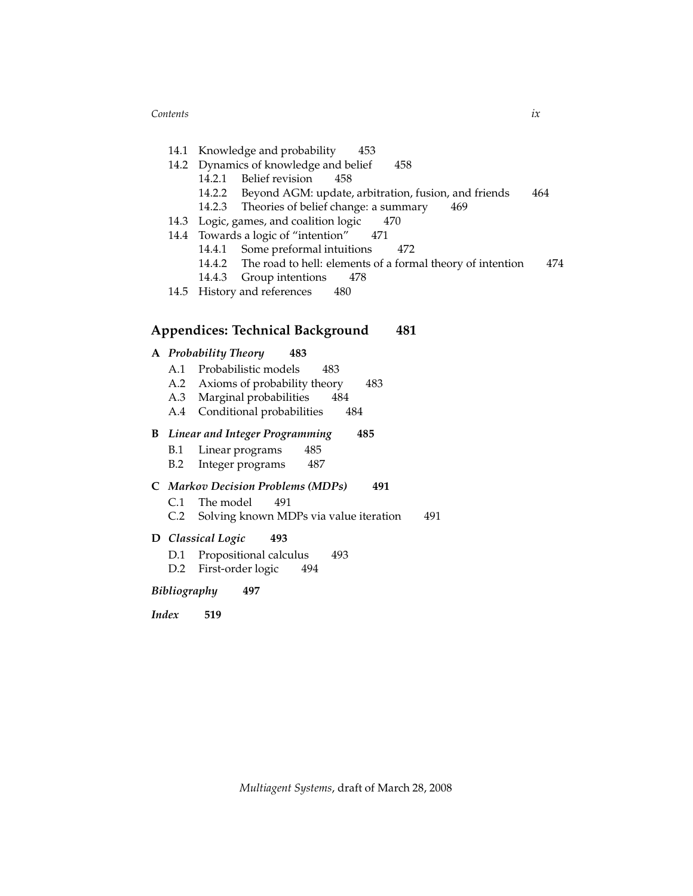- 14.1 Knowledge and probability 453
- 14.2 Dynamics of knowledge and belief 458
  - 14.2.1 Belief revision 458
  - 14.2.2 Beyond AGM: update, arbitration, fusion, and friends 464
  - 14.2.3 Theories of belief change: a summary 469
- 14.3 Logic, games, and coalition logic 470
- 14.4 Towards a logic of "intention" 471
  - 14.4.1 Some preformal intuitions 472
  - 14.4.2 The road to hell: elements of a formal theory of intention 474
  - 14.4.3 Group intentions 478
- 14.5 History and references 480

## Appendices: Technical Background 481

**A *Probability Theory* 483**

- A.1 Probabilistic models 483
- A.2 Axioms of probability theory 483
- A.3 Marginal probabilities 484
- A.4 Conditional probabilities 484

**B *Linear and Integer Programming* 485**

- B.1 Linear programs 485
- B.2 Integer programs 487

**C *Markov Decision Problems (MDPs)* 491**

- C.1 The model 491
- C.2 Solving known MDPs via value iteration 491

**D *Classical Logic* 493**

- D.1 Propositional calculus 493
- D.2 First-order logic 494

***Bibliography* 497**

***Index* 519**